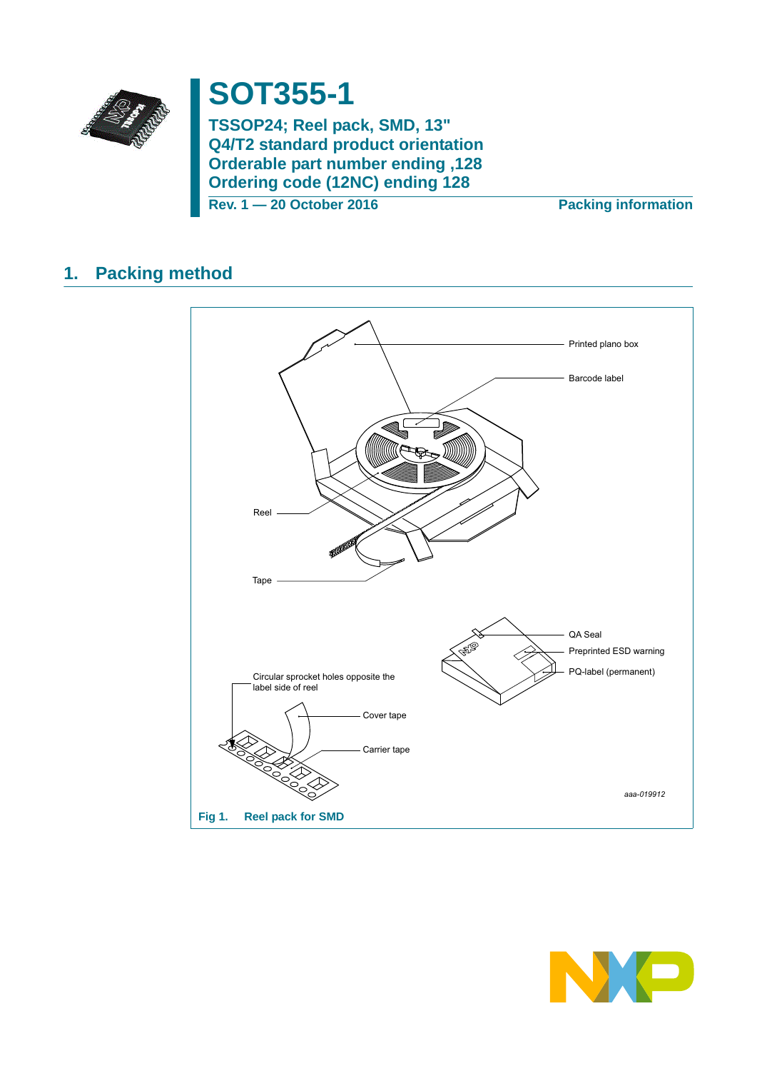# SOT355-1

**TSSOP24; Reel pack, SMD, 13"**
**Q4/T2 standard product orientation**
**Orderable part number ending ,128**
**Ordering code (12NC) ending 128**

**Rev. 1 — 20 October 2016** **Packing information**

## 1. Packing method

Printed plano box

Barcode label

Reel

Tape

QA Seal

Preprinted ESD warning

PQ-label (permanent)

Circular sprocket holes opposite the label side of reel

Cover tape

Carrier tape

*aaa-019912*

**Fig 1. Reel pack for SMD**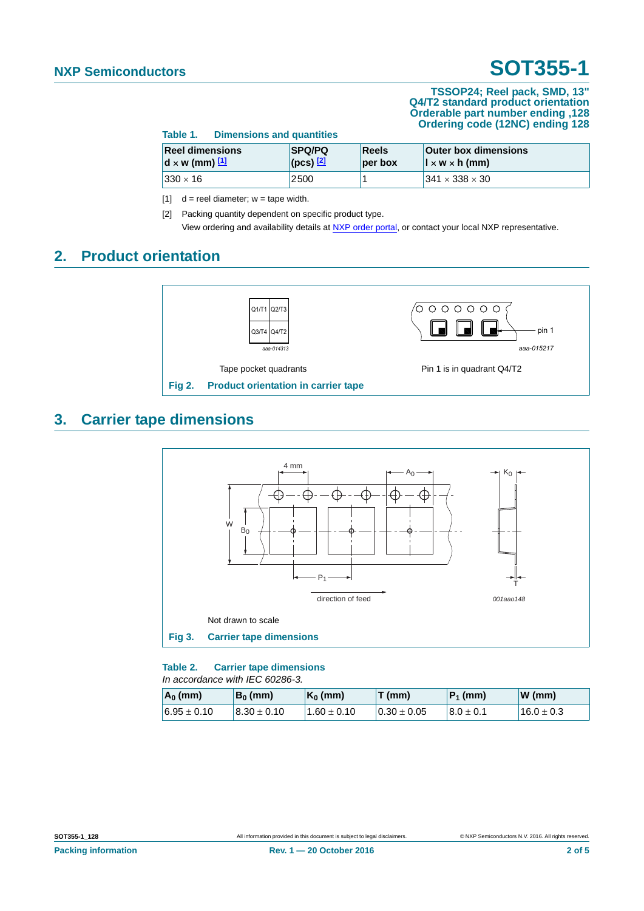**TSSOP24; Reel pack, SMD, 13"**
**Q4/T2 standard product orientation**
**Orderable part number ending ,128**
**Ordering code (12NC) ending 128**

**Table 1. Dimensions and quantities**

| Reel dimensions d × w (mm) [1] | SPQ/PQ (pcs) [2] | Reels per box | Outer box dimensions l × w × h (mm) |
|---|---|---|---|
| 330 × 16 | 2500 | 1 | 341 × 338 × 30 |

[1] d = reel diameter; w = tape width.

[2] Packing quantity dependent on specific product type.
View ordering and availability details at NXP order portal, or contact your local NXP representative.

## 2. Product orientation

Q1/T1 Q2/T3 Q3/T4 Q4/T2

aaa-014313

Tape pocket quadrants

pin 1

aaa-015217

Pin 1 is in quadrant Q4/T2

**Fig 2. Product orientation in carrier tape**

## 3. Carrier tape dimensions

4 mm $A_0$ $K_0$ W $B_0$ $P_1$ T direction of feed

001aao148

Not drawn to scale

**Fig 3. Carrier tape dimensions**

**Table 2. Carrier tape dimensions**
*In accordance with IEC 60286-3.*

| $A_0$ (mm) | $B_0$ (mm) | $K_0$ (mm) | T (mm) | $P_1$ (mm) | W (mm) |
|---|---|---|---|---|---|
| 6.95 ± 0.10 | 8.30 ± 0.10 | 1.60 ± 0.10 | 0.30 ± 0.05 | 8.0 ± 0.1 | 16.0 ± 0.3 |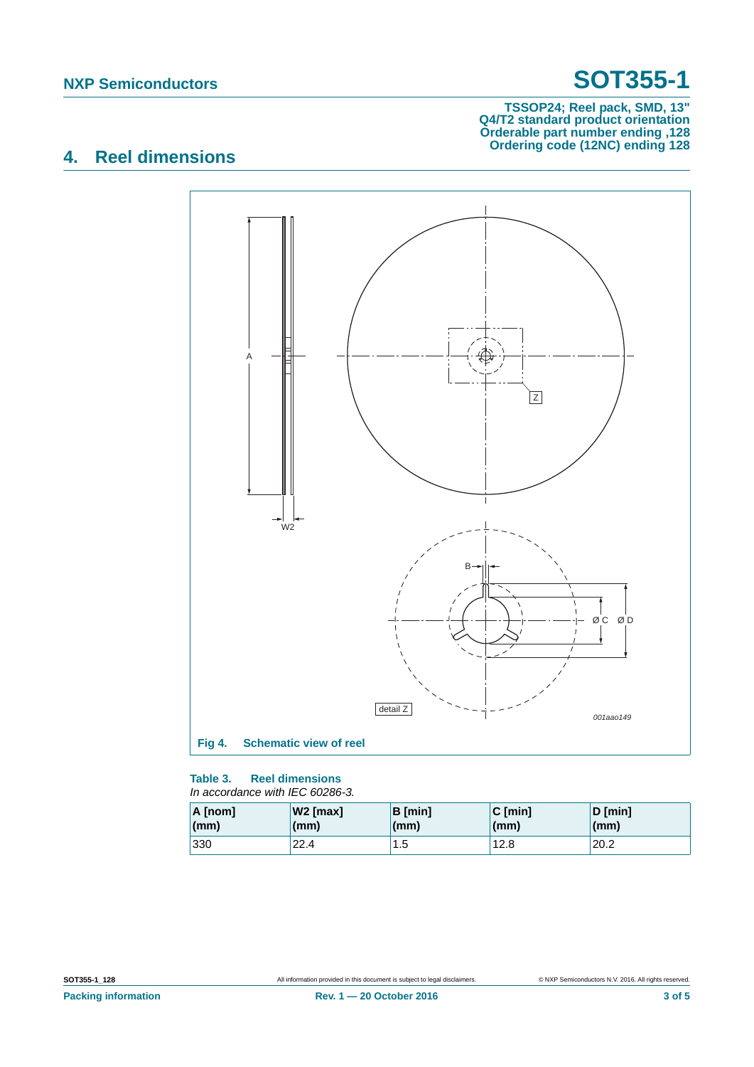## 4. Reel dimensions

Fig 4. Schematic view of reel

**Table 3. Reel dimensions**

*In accordance with IEC 60286-3.*

| A [nom] (mm) | W2 [max] (mm) | B [min] (mm) | C [min] (mm) | D [min] (mm) |
|---|---|---|---|---|
| 330 | 22.4 | 1.5 | 12.8 | 20.2 |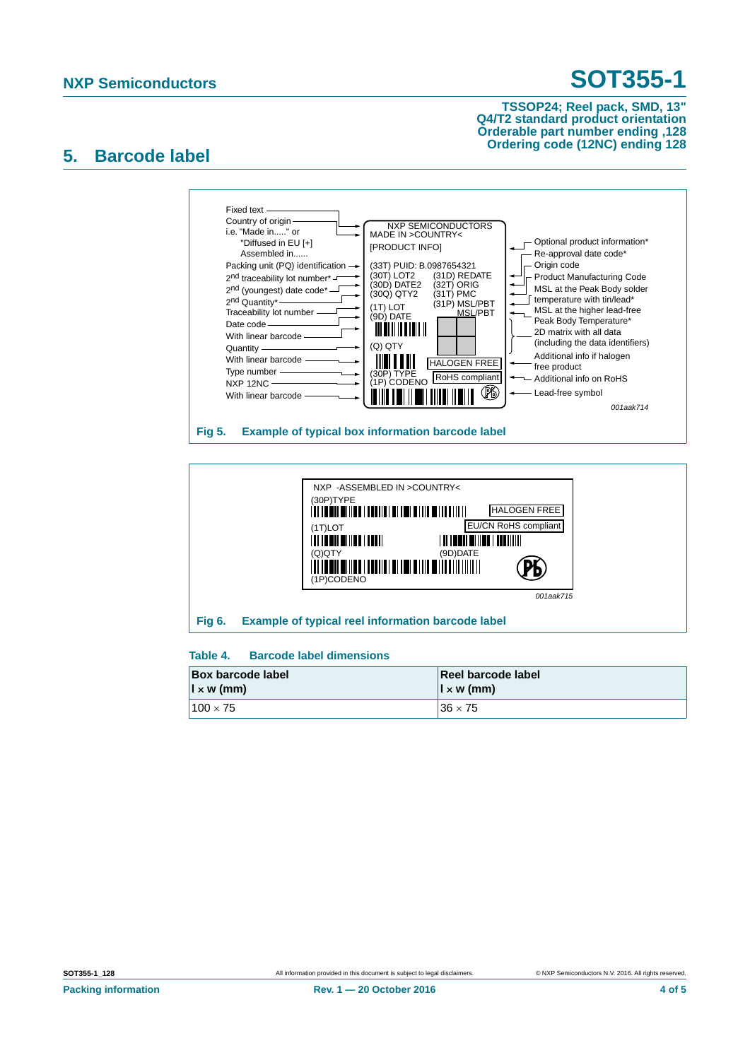## 5. Barcode label

Fixed text
Country of origin
i.e. "Made in....." or
"Diffused in EU [+]
Assembled in......
Packing unit (PQ) identification
2nd traceability lot number*
2nd (youngest) date code*
2nd Quantity*
Traceability lot number
Date code
With linear barcode
Quantity
With linear barcode
Type number
NXP 12NC
With linear barcode

NXP SEMICONDUCTORS
MADE IN >COUNTRY<
[PRODUCT INFO]
(33T) PUID: B.0987654321
(30T) LOT2 (31D) REDATE
(30D) DATE2 (32T) ORIG
(30Q) QTY2 (31T) PMC
(1T) LOT (31P) MSL/PBT
(9D) DATE MSL/PBT
(Q) QTY
HALOGEN FREE
(30P) TYPE RoHS compliant
(1P) CODENO

Optional product information*
Re-approval date code*
Origin code
Product Manufacturing Code
MSL at the Peak Body solder temperature with tin/lead*
MSL at the higher lead-free Peak Body Temperature*
2D matrix with all data (including the data identifiers)
Additional info if halogen free product
Additional info on RoHS
Lead-free symbol

001aak714

**Fig 5. Example of typical box information barcode label**

NXP -ASSEMBLED IN >COUNTRY<
(30P)TYPE
HALOGEN FREE
(1T)LOT
EU/CN RoHS compliant
(Q)QTY
(9D)DATE
(1P)CODENO

001aak715

**Fig 6. Example of typical reel information barcode label**

**Table 4. Barcode label dimensions**

| Box barcode label<br>l × w (mm) | Reel barcode label<br>l × w (mm) |
|---|---|
| 100 × 75 | 36 × 75 |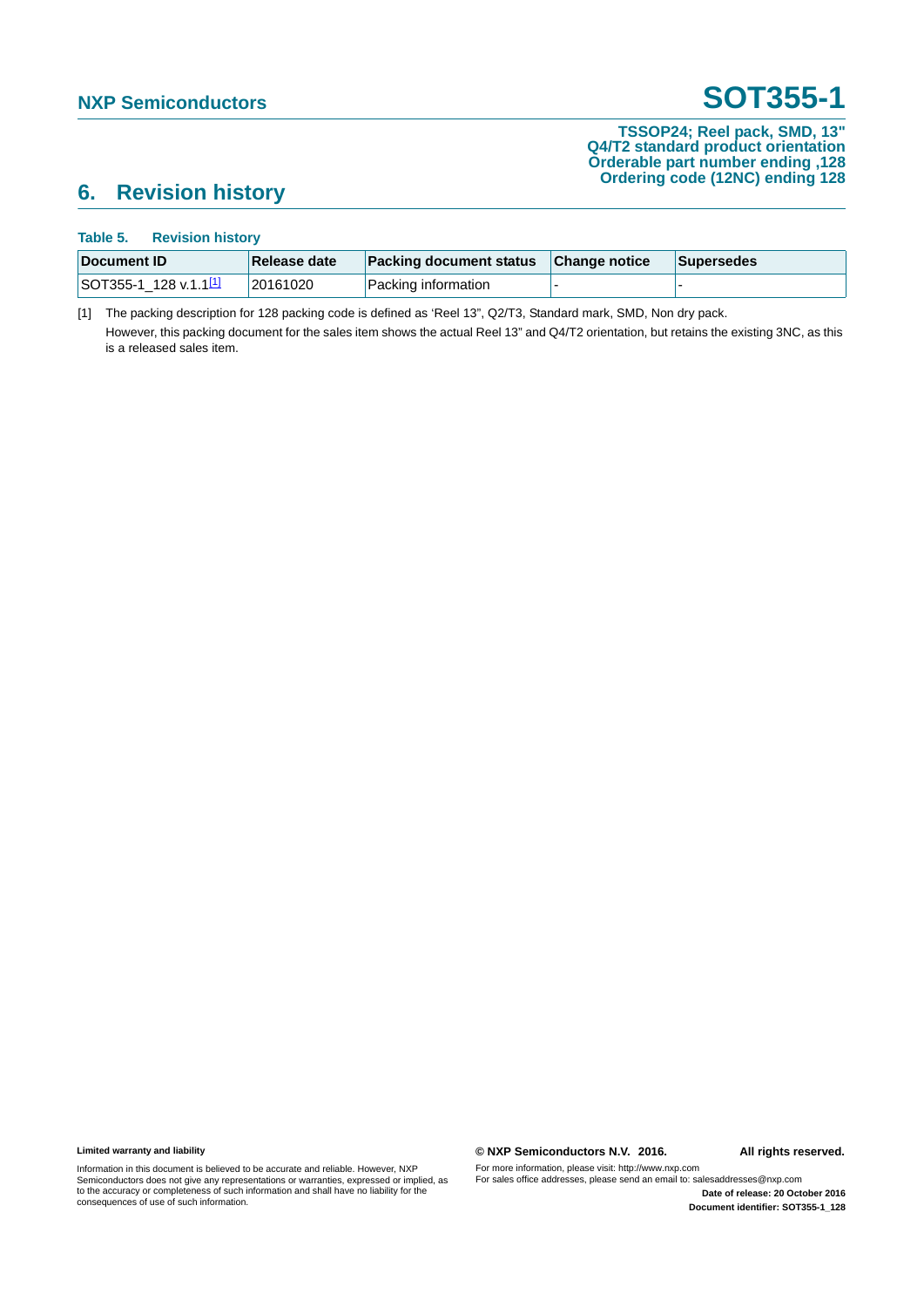## 6. Revision history

**Table 5. Revision history**

| Document ID | Release date | Packing document status | Change notice | Supersedes |
|---|---|---|---|---|
| SOT355-1_128 v.1.1[1] | 20161020 | Packing information | - | - |

[1] The packing description for 128 packing code is defined as ‘Reel 13”, Q2/T3, Standard mark, SMD, Non dry pack. However, this packing document for the sales item shows the actual Reel 13” and Q4/T2 orientation, but retains the existing 3NC, as this is a released sales item.

**Limited warranty and liability**

Information in this document is believed to be accurate and reliable. However, NXP Semiconductors does not give any representations or warranties, expressed or implied, as to the accuracy or completeness of such information and shall have no liability for the consequences of use of such information.

**© NXP Semiconductors N.V. 2016. All rights reserved.**

For more information, please visit: http://www.nxp.com
For sales office addresses, please send an email to: salesaddresses@nxp.com

**Date of release: 20 October 2016**
**Document identifier: SOT355-1_128**